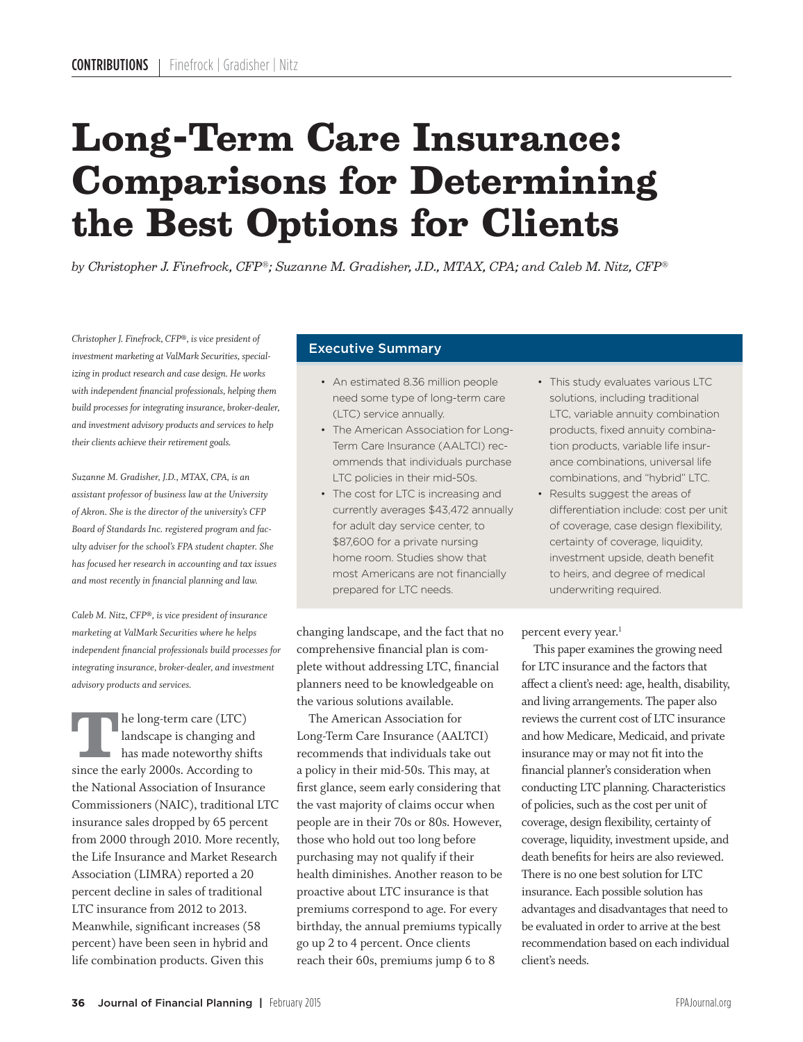# Long-Term Care Insurance: Comparisons for Determining the Best Options for Clients

*by Christopher J. Finefrock, CFP®; Suzanne M. Gradisher, J.D., MTAX, CPA; and Caleb M. Nitz, CFP®*

*Christopher J. Finefrock, CFP®, is vice president of investment marketing at ValMark Securities, specializing in product research and case design. He works with independent financial professionals, helping them build processes for integrating insurance, broker-dealer, and investment advisory products and services to help their clients achieve their retirement goals.*

*Suzanne M. Gradisher, J.D., MTAX, CPA, is an assistant professor of business law at the University of Akron. She is the director of the university's CFP Board of Standards Inc. registered program and faculty adviser for the school's FPA student chapter. She has focused her research in accounting and tax issues and most recently in financial planning and law.*

*Caleb M. Nitz, CFP®, is vice president of insurance marketing at ValMark Securities where he helps independent financial professionals build processes for integrating insurance, broker-dealer, and investment advisory products and services.*

## Executive Summary

- An estimated 8.36 million people need some type of long-term care (LTC) service annually.
- The American Association for Long-Term Care Insurance (AALTCI) recommends that individuals purchase LTC policies in their mid-50s.
- The cost for LTC is increasing and currently averages $43,472 annually for adult day service center, to $87,600 for a private nursing home room. Studies show that most Americans are not financially prepared for LTC needs.
- This study evaluates various LTC solutions, including traditional LTC, variable annuity combination products, fixed annuity combination products, variable life insurance combinations, universal life combinations, and "hybrid" LTC.
- Results suggest the areas of differentiation include: cost per unit of coverage, case design flexibility, certainty of coverage, liquidity, investment upside, death benefit to heirs, and degree of medical underwriting required.

The long-term care (LTC) landscape is changing and has made noteworthy shifts since the early 2000s. According to the National Association of Insurance Commissioners (NAIC), traditional LTC insurance sales dropped by 65 percent from 2000 through 2010. More recently, the Life Insurance and Market Research Association (LIMRA) reported a 20 percent decline in sales of traditional LTC insurance from 2012 to 2013. Meanwhile, significant increases (58 percent) have been seen in hybrid and life combination products. Given this changing landscape, and the fact that no comprehensive financial plan is complete without addressing LTC, financial planners need to be knowledgeable on the various solutions available.

The American Association for Long-Term Care Insurance (AALTCI) recommends that individuals take out a policy in their mid-50s. This may, at first glance, seem early considering that the vast majority of claims occur when people are in their 70s or 80s. However, those who hold out too long before purchasing may not qualify if their health diminishes. Another reason to be proactive about LTC insurance is that premiums correspond to age. For every birthday, the annual premiums typically go up 2 to 4 percent. Once clients reach their 60s, premiums jump 6 to 8 percent every year.[1]

This paper examines the growing need for LTC insurance and the factors that affect a client's need: age, health, disability, and living arrangements. The paper also reviews the current cost of LTC insurance and how Medicare, Medicaid, and private insurance may or may not fit into the financial planner's consideration when conducting LTC planning. Characteristics of policies, such as the cost per unit of coverage, design flexibility, certainty of coverage, liquidity, investment upside, and death benefits for heirs are also reviewed. There is no one best solution for LTC insurance. Each possible solution has advantages and disadvantages that need to be evaluated in order to arrive at the best recommendation based on each individual client's needs.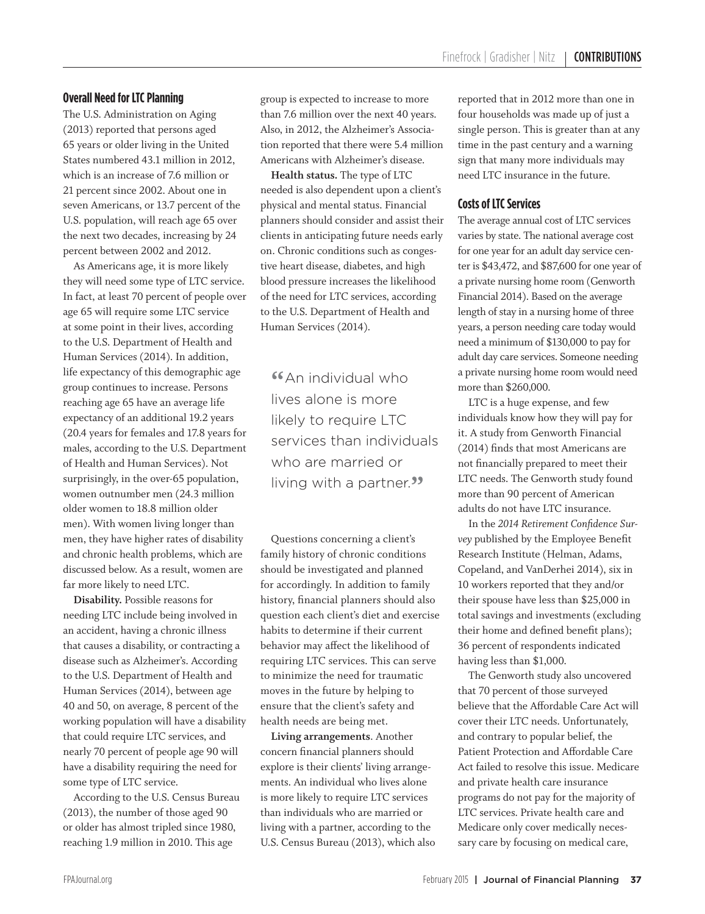## Overall Need for LTC Planning

The U.S. Administration on Aging (2013) reported that persons aged 65 years or older living in the United States numbered 43.1 million in 2012, which is an increase of 7.6 million or 21 percent since 2002. About one in seven Americans, or 13.7 percent of the U.S. population, will reach age 65 over the next two decades, increasing by 24 percent between 2002 and 2012.

As Americans age, it is more likely they will need some type of LTC service. In fact, at least 70 percent of people over age 65 will require some LTC service at some point in their lives, according to the U.S. Department of Health and Human Services (2014). In addition, life expectancy of this demographic age group continues to increase. Persons reaching age 65 have an average life expectancy of an additional 19.2 years (20.4 years for females and 17.8 years for males, according to the U.S. Department of Health and Human Services). Not surprisingly, in the over-65 population, women outnumber men (24.3 million older women to 18.8 million older men). With women living longer than men, they have higher rates of disability and chronic health problems, which are discussed below. As a result, women are far more likely to need LTC.

**Disability.** Possible reasons for needing LTC include being involved in an accident, having a chronic illness that causes a disability, or contracting a disease such as Alzheimer's. According to the U.S. Department of Health and Human Services (2014), between age 40 and 50, on average, 8 percent of the working population will have a disability that could require LTC services, and nearly 70 percent of people age 90 will have a disability requiring the need for some type of LTC service.

According to the U.S. Census Bureau (2013), the number of those aged 90 or older has almost tripled since 1980, reaching 1.9 million in 2010. This age group is expected to increase to more than 7.6 million over the next 40 years. Also, in 2012, the Alzheimer's Association reported that there were 5.4 million Americans with Alzheimer's disease.

**Health status.** The type of LTC needed is also dependent upon a client's physical and mental status. Financial planners should consider and assist their clients in anticipating future needs early on. Chronic conditions such as congestive heart disease, diabetes, and high blood pressure increases the likelihood of the need for LTC services, according to the U.S. Department of Health and Human Services (2014).

> "An individual who lives alone is more likely to require LTC services than individuals who are married or living with a partner."

Questions concerning a client's family history of chronic conditions should be investigated and planned for accordingly. In addition to family history, financial planners should also question each client's diet and exercise habits to determine if their current behavior may affect the likelihood of requiring LTC services. This can serve to minimize the need for traumatic moves in the future by helping to ensure that the client's safety and health needs are being met.

**Living arrangements**. Another concern financial planners should explore is their clients' living arrangements. An individual who lives alone is more likely to require LTC services than individuals who are married or living with a partner, according to the U.S. Census Bureau (2013), which also reported that in 2012 more than one in four households was made up of just a single person. This is greater than at any time in the past century and a warning sign that many more individuals may need LTC insurance in the future.

## Costs of LTC Services

The average annual cost of LTC services varies by state. The national average cost for one year for an adult day service center is $43,472, and $87,600 for one year of a private nursing home room (Genworth Financial 2014). Based on the average length of stay in a nursing home of three years, a person needing care today would need a minimum of $130,000 to pay for adult day care services. Someone needing a private nursing home room would need more than $260,000.

LTC is a huge expense, and few individuals know how they will pay for it. A study from Genworth Financial (2014) finds that most Americans are not financially prepared to meet their LTC needs. The Genworth study found more than 90 percent of American adults do not have LTC insurance.

In the *2014 Retirement Confidence Survey* published by the Employee Benefit Research Institute (Helman, Adams, Copeland, and VanDerhei 2014), six in 10 workers reported that they and/or their spouse have less than $25,000 in total savings and investments (excluding their home and defined benefit plans); 36 percent of respondents indicated having less than $1,000.

The Genworth study also uncovered that 70 percent of those surveyed believe that the Affordable Care Act will cover their LTC needs. Unfortunately, and contrary to popular belief, the Patient Protection and Affordable Care Act failed to resolve this issue. Medicare and private health care insurance programs do not pay for the majority of LTC services. Private health care and Medicare only cover medically necessary care by focusing on medical care,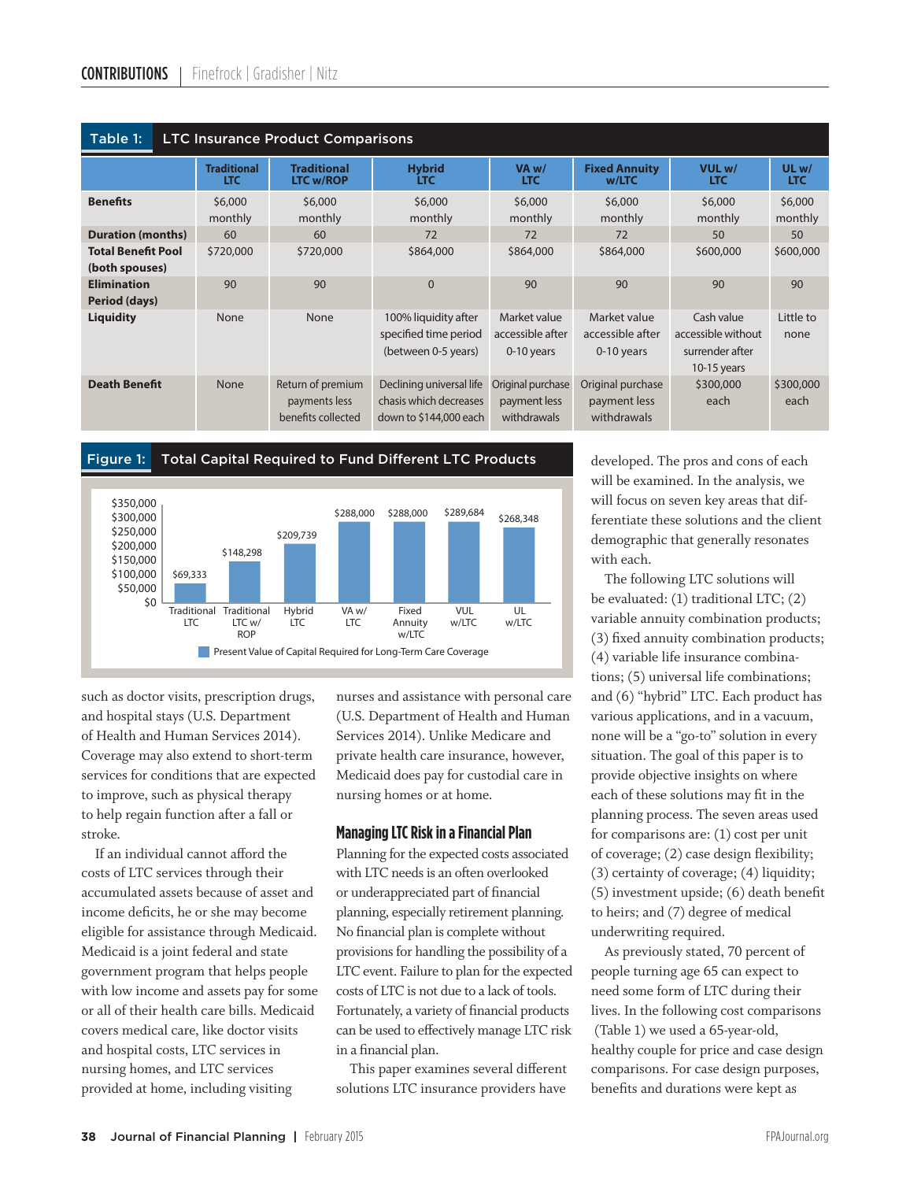**Table 1: LTC Insurance Product Comparisons**

| | Traditional LTC | Traditional LTC w/ROP | Hybrid LTC | VA w/ LTC | Fixed Annuity w/LTC | VUL w/ LTC | UL w/ LTC |
|---|---|---|---|---|---|---|---|
| **Benefits** | $6,000 monthly | $6,000 monthly | $6,000 monthly | $6,000 monthly | $6,000 monthly | $6,000 monthly | $6,000 monthly |
| **Duration (months)** | 60 | 60 | 72 | 72 | 72 | 50 | 50 |
| **Total Benefit Pool (both spouses)** | $720,000 | $720,000 | $864,000 | $864,000 | $864,000 | $600,000 | $600,000 |
| **Elimination Period (days)** | 90 | 90 | 0 | 90 | 90 | 90 | 90 |
| **Liquidity** | None | None | 100% liquidity after specified time period (between 0-5 years) | Market value accessible after 0-10 years | Market value accessible after 0-10 years | Cash value accessible without surrender after 10-15 years | Little to none |
| **Death Benefit** | None | Return of premium payments less benefits collected | Declining universal life chasis which decreases down to $144,000 each | Original purchase payment less withdrawals | Original purchase payment less withdrawals | $300,000 each | $300,000 each |

**Figure 1: Total Capital Required to Fund Different LTC Products**

| Product | Present Value of Capital Required for Long-Term Care Coverage |
|---|---|
| Traditional LTC | $69,333 |
| Traditional LTC w/ ROP | $148,298 |
| Hybrid LTC | $209,739 |
| VA w/ LTC | $288,000 |
| Fixed Annuity w/LTC | $288,000 |
| VUL w/LTC | $289,684 |
| UL w/LTC | $268,348 |

such as doctor visits, prescription drugs, and hospital stays (U.S. Department of Health and Human Services 2014). Coverage may also extend to short-term services for conditions that are expected to improve, such as physical therapy to help regain function after a fall or stroke.

If an individual cannot afford the costs of LTC services through their accumulated assets because of asset and income deficits, he or she may become eligible for assistance through Medicaid. Medicaid is a joint federal and state government program that helps people with low income and assets pay for some or all of their health care bills. Medicaid covers medical care, like doctor visits and hospital costs, LTC services in nursing homes, and LTC services provided at home, including visiting nurses and assistance with personal care (U.S. Department of Health and Human Services 2014). Unlike Medicare and private health care insurance, however, Medicaid does pay for custodial care in nursing homes or at home.

## Managing LTC Risk in a Financial Plan

Planning for the expected costs associated with LTC needs is an often overlooked or underappreciated part of financial planning, especially retirement planning. No financial plan is complete without provisions for handling the possibility of a LTC event. Failure to plan for the expected costs of LTC is not due to a lack of tools. Fortunately, a variety of financial products can be used to effectively manage LTC risk in a financial plan.

This paper examines several different solutions LTC insurance providers have developed. The pros and cons of each will be examined. In the analysis, we will focus on seven key areas that differentiate these solutions and the client demographic that generally resonates with each.

The following LTC solutions will be evaluated: (1) traditional LTC; (2) variable annuity combination products; (3) fixed annuity combination products; (4) variable life insurance combinations; (5) universal life combinations; and (6) "hybrid" LTC. Each product has various applications, and in a vacuum, none will be a "go-to" solution in every situation. The goal of this paper is to provide objective insights on where each of these solutions may fit in the planning process. The seven areas used for comparisons are: (1) cost per unit of coverage; (2) case design flexibility; (3) certainty of coverage; (4) liquidity; (5) investment upside; (6) death benefit to heirs; and (7) degree of medical underwriting required.

As previously stated, 70 percent of people turning age 65 can expect to need some form of LTC during their lives. In the following cost comparisons (Table 1) we used a 65-year-old, healthy couple for price and case design comparisons. For case design purposes, benefits and durations were kept as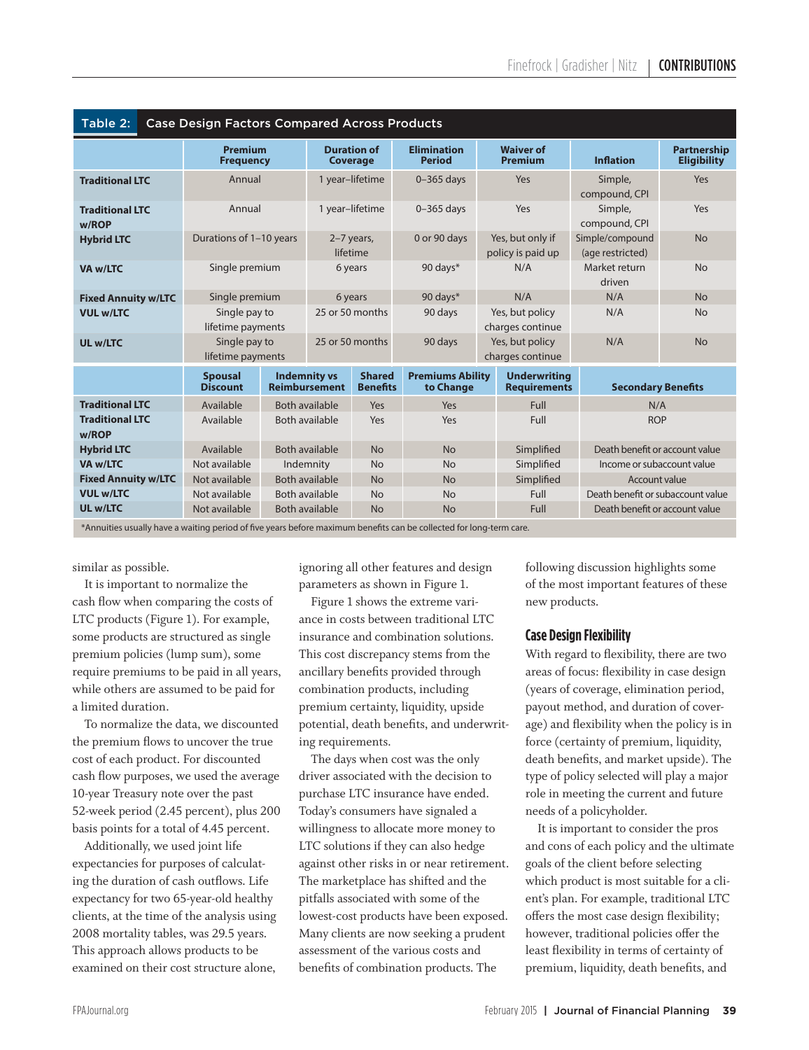**Table 2: Case Design Factors Compared Across Products**

| | Premium Frequency | Duration of Coverage | Elimination Period | Waiver of Premium | Inflation | Partnership Eligibility |
|---|---|---|---|---|---|---|
| **Traditional LTC** | Annual | 1 year–lifetime | 0–365 days | Yes | Simple, compound, CPI | Yes |
| **Traditional LTC w/ROP** | Annual | 1 year–lifetime | 0–365 days | Yes | Simple, compound, CPI | Yes |
| **Hybrid LTC** | Durations of 1–10 years | 2–7 years, lifetime | 0 or 90 days | Yes, but only if policy is paid up | Simple/compound (age restricted) | No |
| **VA w/LTC** | Single premium | 6 years | 90 days* | N/A | Market return driven | No |
| **Fixed Annuity w/LTC** | Single premium | 6 years | 90 days* | N/A | N/A | No |
| **VUL w/LTC** | Single pay to lifetime payments | 25 or 50 months | 90 days | Yes, but policy charges continue | N/A | No |
| **UL w/LTC** | Single pay to lifetime payments | 25 or 50 months | 90 days | Yes, but policy charges continue | N/A | No |

| | Spousal Discount | Indemnity vs Reimbursement | Shared Benefits | Premiums Ability to Change | Underwriting Requirements | Secondary Benefits |
|---|---|---|---|---|---|---|
| **Traditional LTC** | Available | Both available | Yes | Yes | Full | N/A |
| **Traditional LTC w/ROP** | Available | Both available | Yes | Yes | Full | ROP |
| **Hybrid LTC** | Available | Both available | No | No | Simplified | Death benefit or account value |
| **VA w/LTC** | Not available | Indemnity | No | No | Simplified | Income or subaccount value |
| **Fixed Annuity w/LTC** | Not available | Both available | No | No | Simplified | Account value |
| **VUL w/LTC** | Not available | Both available | No | No | Full | Death benefit or subaccount value |
| **UL w/LTC** | Not available | Both available | No | No | Full | Death benefit or account value |

*Annuities usually have a waiting period of five years before maximum benefits can be collected for long-term care.

similar as possible.

It is important to normalize the cash flow when comparing the costs of LTC products (Figure 1). For example, some products are structured as single premium policies (lump sum), some require premiums to be paid in all years, while others are assumed to be paid for a limited duration.

To normalize the data, we discounted the premium flows to uncover the true cost of each product. For discounted cash flow purposes, we used the average 10-year Treasury note over the past 52-week period (2.45 percent), plus 200 basis points for a total of 4.45 percent.

Additionally, we used joint life expectancies for purposes of calculating the duration of cash outflows. Life expectancy for two 65-year-old healthy clients, at the time of the analysis using 2008 mortality tables, was 29.5 years. This approach allows products to be examined on their cost structure alone, ignoring all other features and design parameters as shown in Figure 1.

Figure 1 shows the extreme variance in costs between traditional LTC insurance and combination solutions. This cost discrepancy stems from the ancillary benefits provided through combination products, including premium certainty, liquidity, upside potential, death benefits, and underwriting requirements.

The days when cost was the only driver associated with the decision to purchase LTC insurance have ended. Today's consumers have signaled a willingness to allocate more money to LTC solutions if they can also hedge against other risks in or near retirement. The marketplace has shifted and the pitfalls associated with some of the lowest-cost products have been exposed. Many clients are now seeking a prudent assessment of the various costs and benefits of combination products. The following discussion highlights some of the most important features of these new products.

## Case Design Flexibility

With regard to flexibility, there are two areas of focus: flexibility in case design (years of coverage, elimination period, payout method, and duration of coverage) and flexibility when the policy is in force (certainty of premium, liquidity, death benefits, and market upside). The type of policy selected will play a major role in meeting the current and future needs of a policyholder.

It is important to consider the pros and cons of each policy and the ultimate goals of the client before selecting which product is most suitable for a client's plan. For example, traditional LTC offers the most case design flexibility; however, traditional policies offer the least flexibility in terms of certainty of premium, liquidity, death benefits, and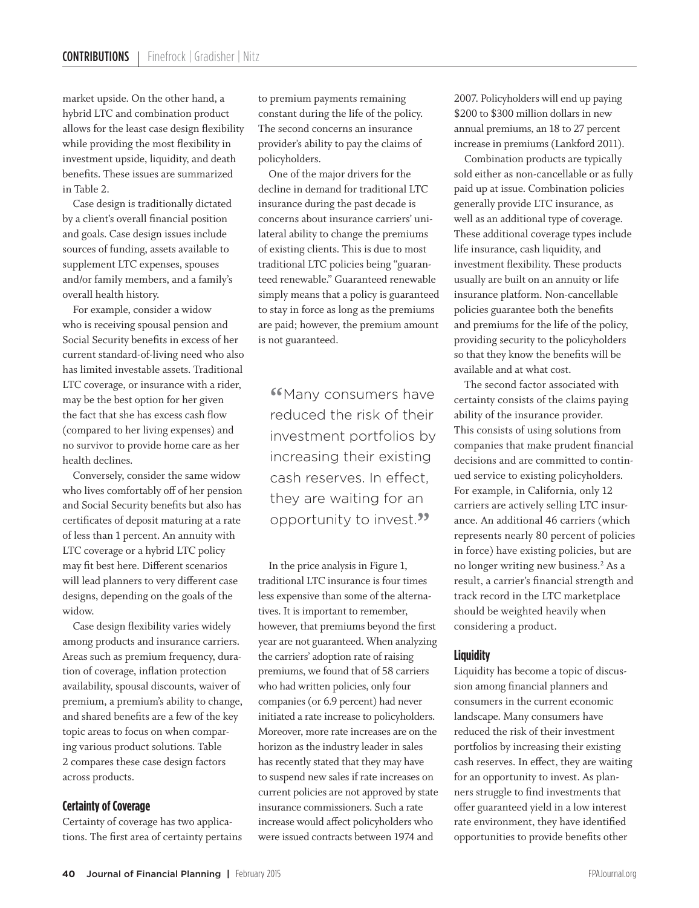market upside. On the other hand, a hybrid LTC and combination product allows for the least case design flexibility while providing the most flexibility in investment upside, liquidity, and death benefits. These issues are summarized in Table 2.

Case design is traditionally dictated by a client's overall financial position and goals. Case design issues include sources of funding, assets available to supplement LTC expenses, spouses and/or family members, and a family's overall health history.

For example, consider a widow who is receiving spousal pension and Social Security benefits in excess of her current standard-of-living need who also has limited investable assets. Traditional LTC coverage, or insurance with a rider, may be the best option for her given the fact that she has excess cash flow (compared to her living expenses) and no survivor to provide home care as her health declines.

Conversely, consider the same widow who lives comfortably off of her pension and Social Security benefits but also has certificates of deposit maturing at a rate of less than 1 percent. An annuity with LTC coverage or a hybrid LTC policy may fit best here. Different scenarios will lead planners to very different case designs, depending on the goals of the widow.

Case design flexibility varies widely among products and insurance carriers. Areas such as premium frequency, duration of coverage, inflation protection availability, spousal discounts, waiver of premium, a premium's ability to change, and shared benefits are a few of the key topic areas to focus on when comparing various product solutions. Table 2 compares these case design factors across products.

### Certainty of Coverage

Certainty of coverage has two applications. The first area of certainty pertains to premium payments remaining constant during the life of the policy. The second concerns an insurance provider's ability to pay the claims of policyholders.

One of the major drivers for the decline in demand for traditional LTC insurance during the past decade is concerns about insurance carriers' unilateral ability to change the premiums of existing clients. This is due to most traditional LTC policies being "guaranteed renewable." Guaranteed renewable simply means that a policy is guaranteed to stay in force as long as the premiums are paid; however, the premium amount is not guaranteed.

> "Many consumers have reduced the risk of their investment portfolios by increasing their existing cash reserves. In effect, they are waiting for an opportunity to invest."

In the price analysis in Figure 1, traditional LTC insurance is four times less expensive than some of the alternatives. It is important to remember, however, that premiums beyond the first year are not guaranteed. When analyzing the carriers' adoption rate of raising premiums, we found that of 58 carriers who had written policies, only four companies (or 6.9 percent) had never initiated a rate increase to policyholders. Moreover, more rate increases are on the horizon as the industry leader in sales has recently stated that they may have to suspend new sales if rate increases on current policies are not approved by state insurance commissioners. Such a rate increase would affect policyholders who were issued contracts between 1974 and 2007. Policyholders will end up paying $200 to $300 million dollars in new annual premiums, an 18 to 27 percent increase in premiums (Lankford 2011).

Combination products are typically sold either as non-cancellable or as fully paid up at issue. Combination policies generally provide LTC insurance, as well as an additional type of coverage. These additional coverage types include life insurance, cash liquidity, and investment flexibility. These products usually are built on an annuity or life insurance platform. Non-cancellable policies guarantee both the benefits and premiums for the life of the policy, providing security to the policyholders so that they know the benefits will be available and at what cost.

The second factor associated with certainty consists of the claims paying ability of the insurance provider. This consists of using solutions from companies that make prudent financial decisions and are committed to continued service to existing policyholders. For example, in California, only 12 carriers are actively selling LTC insurance. An additional 46 carriers (which represents nearly 80 percent of policies in force) have existing policies, but are no longer writing new business.[2] As a result, a carrier's financial strength and track record in the LTC marketplace should be weighted heavily when considering a product.

### Liquidity

Liquidity has become a topic of discussion among financial planners and consumers in the current economic landscape. Many consumers have reduced the risk of their investment portfolios by increasing their existing cash reserves. In effect, they are waiting for an opportunity to invest. As planners struggle to find investments that offer guaranteed yield in a low interest rate environment, they have identified opportunities to provide benefits other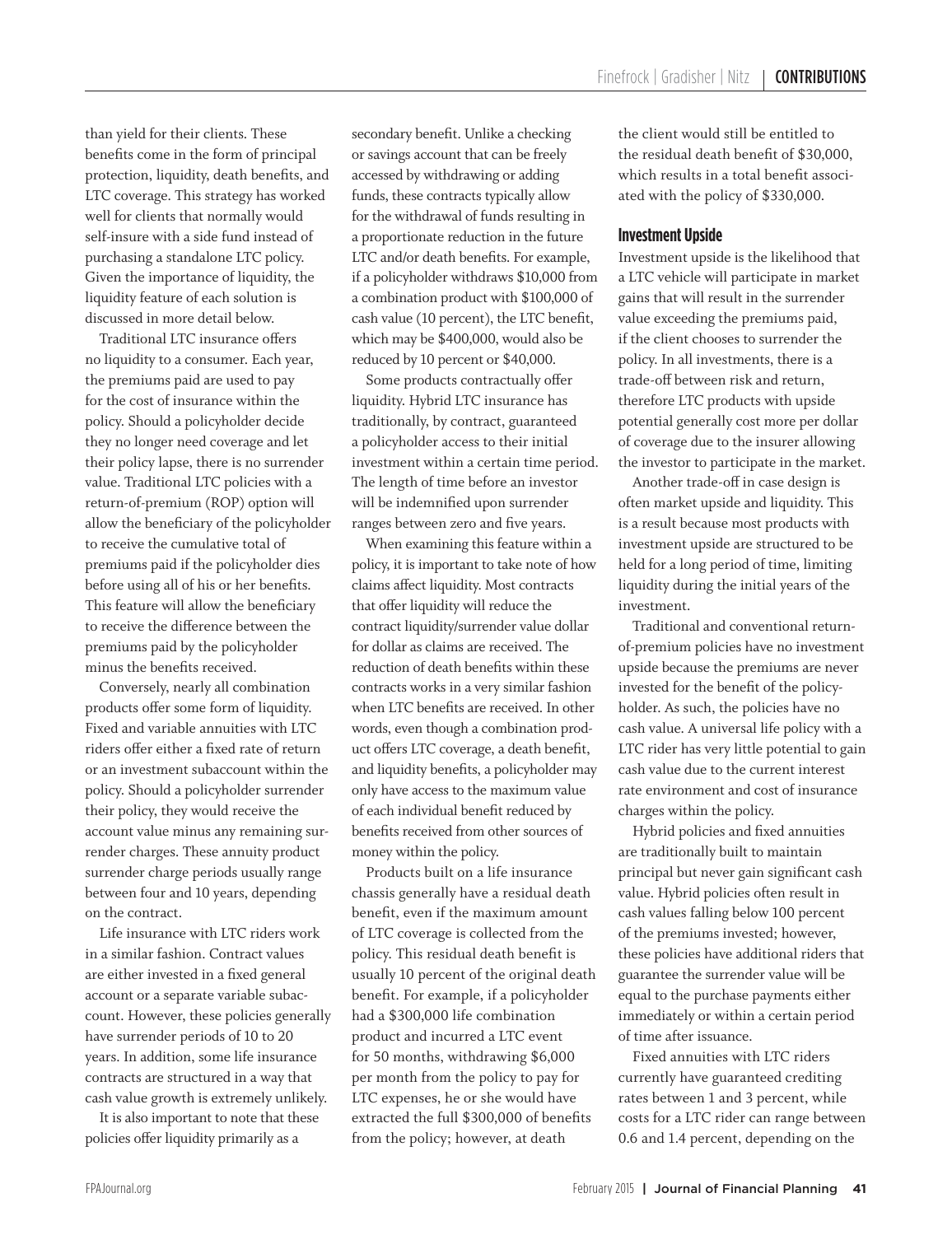than yield for their clients. These benefits come in the form of principal protection, liquidity, death benefits, and LTC coverage. This strategy has worked well for clients that normally would self-insure with a side fund instead of purchasing a standalone LTC policy. Given the importance of liquidity, the liquidity feature of each solution is discussed in more detail below.

Traditional LTC insurance offers no liquidity to a consumer. Each year, the premiums paid are used to pay for the cost of insurance within the policy. Should a policyholder decide they no longer need coverage and let their policy lapse, there is no surrender value. Traditional LTC policies with a return-of-premium (ROP) option will allow the beneficiary of the policyholder to receive the cumulative total of premiums paid if the policyholder dies before using all of his or her benefits. This feature will allow the beneficiary to receive the difference between the premiums paid by the policyholder minus the benefits received.

Conversely, nearly all combination products offer some form of liquidity. Fixed and variable annuities with LTC riders offer either a fixed rate of return or an investment subaccount within the policy. Should a policyholder surrender their policy, they would receive the account value minus any remaining surrender charges. These annuity product surrender charge periods usually range between four and 10 years, depending on the contract.

Life insurance with LTC riders work in a similar fashion. Contract values are either invested in a fixed general account or a separate variable subaccount. However, these policies generally have surrender periods of 10 to 20 years. In addition, some life insurance contracts are structured in a way that cash value growth is extremely unlikely.

It is also important to note that these policies offer liquidity primarily as a secondary benefit. Unlike a checking or savings account that can be freely accessed by withdrawing or adding funds, these contracts typically allow for the withdrawal of funds resulting in a proportionate reduction in the future LTC and/or death benefits. For example, if a policyholder withdraws $10,000 from a combination product with $100,000 of cash value (10 percent), the LTC benefit, which may be $400,000, would also be reduced by 10 percent or $40,000.

Some products contractually offer liquidity. Hybrid LTC insurance has traditionally, by contract, guaranteed a policyholder access to their initial investment within a certain time period. The length of time before an investor will be indemnified upon surrender ranges between zero and five years.

When examining this feature within a policy, it is important to take note of how claims affect liquidity. Most contracts that offer liquidity will reduce the contract liquidity/surrender value dollar for dollar as claims are received. The reduction of death benefits within these contracts works in a very similar fashion when LTC benefits are received. In other words, even though a combination product offers LTC coverage, a death benefit, and liquidity benefits, a policyholder may only have access to the maximum value of each individual benefit reduced by benefits received from other sources of money within the policy.

Products built on a life insurance chassis generally have a residual death benefit, even if the maximum amount of LTC coverage is collected from the policy. This residual death benefit is usually 10 percent of the original death benefit. For example, if a policyholder had a $300,000 life combination product and incurred a LTC event for 50 months, withdrawing $6,000 per month from the policy to pay for LTC expenses, he or she would have extracted the full $300,000 of benefits from the policy; however, at death the client would still be entitled to the residual death benefit of $30,000, which results in a total benefit associated with the policy of $330,000.

### Investment Upside

Investment upside is the likelihood that a LTC vehicle will participate in market gains that will result in the surrender value exceeding the premiums paid, if the client chooses to surrender the policy. In all investments, there is a trade-off between risk and return, therefore LTC products with upside potential generally cost more per dollar of coverage due to the insurer allowing the investor to participate in the market.

Another trade-off in case design is often market upside and liquidity. This is a result because most products with investment upside are structured to be held for a long period of time, limiting liquidity during the initial years of the investment.

Traditional and conventional return-of-premium policies have no investment upside because the premiums are never invested for the benefit of the policyholder. As such, the policies have no cash value. A universal life policy with a LTC rider has very little potential to gain cash value due to the current interest rate environment and cost of insurance charges within the policy.

Hybrid policies and fixed annuities are traditionally built to maintain principal but never gain significant cash value. Hybrid policies often result in cash values falling below 100 percent of the premiums invested; however, these policies have additional riders that guarantee the surrender value will be equal to the purchase payments either immediately or within a certain period of time after issuance.

Fixed annuities with LTC riders currently have guaranteed crediting rates between 1 and 3 percent, while costs for a LTC rider can range between 0.6 and 1.4 percent, depending on the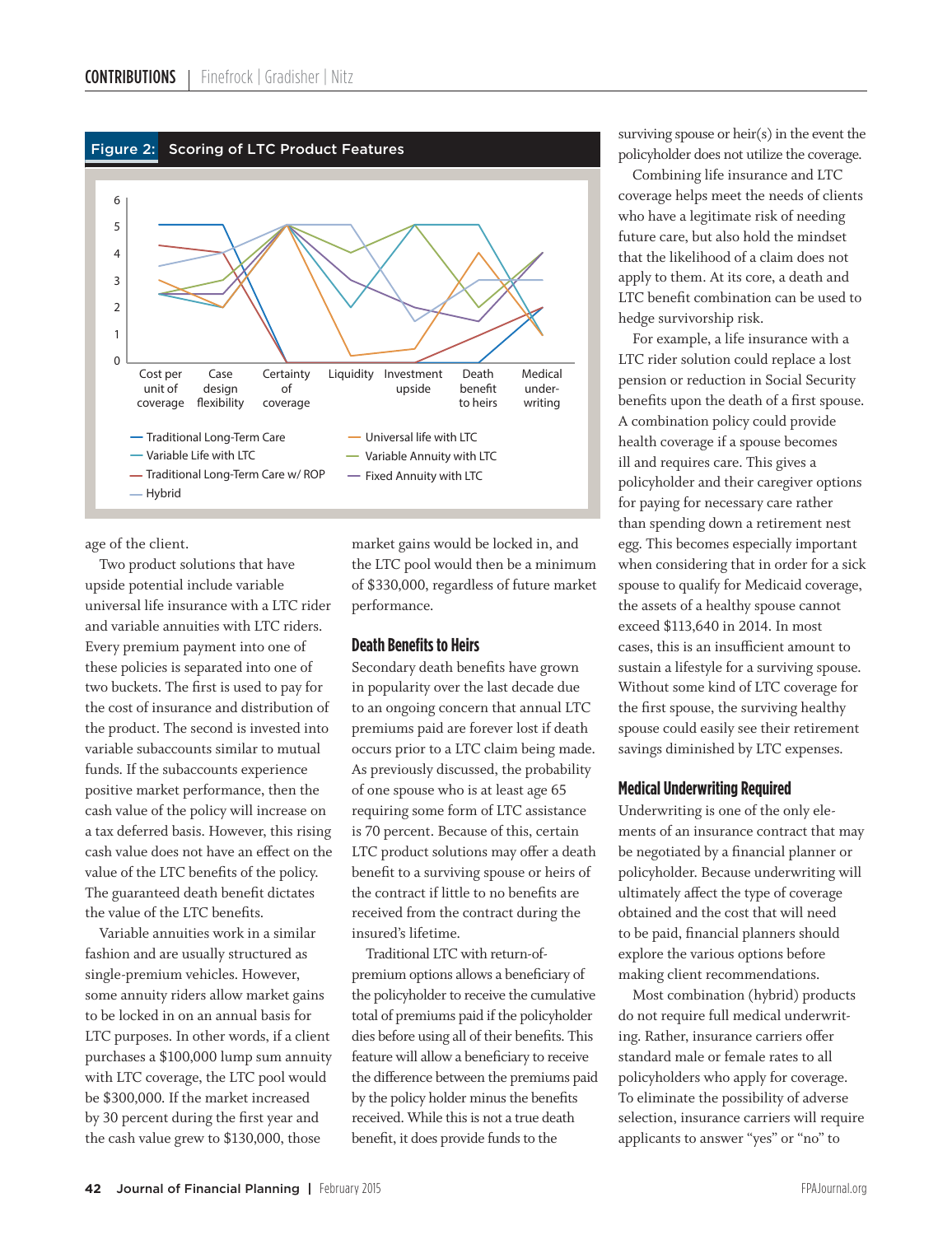**Figure 2: Scoring of LTC Product Features**

age of the client.

Two product solutions that have upside potential include variable universal life insurance with a LTC rider and variable annuities with LTC riders. Every premium payment into one of these policies is separated into one of two buckets. The first is used to pay for the cost of insurance and distribution of the product. The second is invested into variable subaccounts similar to mutual funds. If the subaccounts experience positive market performance, then the cash value of the policy will increase on a tax deferred basis. However, this rising cash value does not have an effect on the value of the LTC benefits of the policy. The guaranteed death benefit dictates the value of the LTC benefits.

Variable annuities work in a similar fashion and are usually structured as single-premium vehicles. However, some annuity riders allow market gains to be locked in on an annual basis for LTC purposes. In other words, if a client purchases a $100,000 lump sum annuity with LTC coverage, the LTC pool would be $300,000. If the market increased by 30 percent during the first year and the cash value grew to $130,000, those market gains would be locked in, and the LTC pool would then be a minimum of $330,000, regardless of future market performance.

### Death Benefits to Heirs

Secondary death benefits have grown in popularity over the last decade due to an ongoing concern that annual LTC premiums paid are forever lost if death occurs prior to a LTC claim being made. As previously discussed, the probability of one spouse who is at least age 65 requiring some form of LTC assistance is 70 percent. Because of this, certain LTC product solutions may offer a death benefit to a surviving spouse or heirs of the contract if little to no benefits are received from the contract during the insured's lifetime.

Traditional LTC with return-of-premium options allows a beneficiary of the policyholder to receive the cumulative total of premiums paid if the policyholder dies before using all of their benefits. This feature will allow a beneficiary to receive the difference between the premiums paid by the policy holder minus the benefits received. While this is not a true death benefit, it does provide funds to the surviving spouse or heir(s) in the event the policyholder does not utilize the coverage.

Combining life insurance and LTC coverage helps meet the needs of clients who have a legitimate risk of needing future care, but also hold the mindset that the likelihood of a claim does not apply to them. At its core, a death and LTC benefit combination can be used to hedge survivorship risk.

For example, a life insurance with a LTC rider solution could replace a lost pension or reduction in Social Security benefits upon the death of a first spouse. A combination policy could provide health coverage if a spouse becomes ill and requires care. This gives a policyholder and their caregiver options for paying for necessary care rather than spending down a retirement nest egg. This becomes especially important when considering that in order for a sick spouse to qualify for Medicaid coverage, the assets of a healthy spouse cannot exceed $113,640 in 2014. In most cases, this is an insufficient amount to sustain a lifestyle for a surviving spouse. Without some kind of LTC coverage for the first spouse, the surviving healthy spouse could easily see their retirement savings diminished by LTC expenses.

### Medical Underwriting Required

Underwriting is one of the only elements of an insurance contract that may be negotiated by a financial planner or policyholder. Because underwriting will ultimately affect the type of coverage obtained and the cost that will need to be paid, financial planners should explore the various options before making client recommendations.

Most combination (hybrid) products do not require full medical underwriting. Rather, insurance carriers offer standard male or female rates to all policyholders who apply for coverage. To eliminate the possibility of adverse selection, insurance carriers will require applicants to answer "yes" or "no" to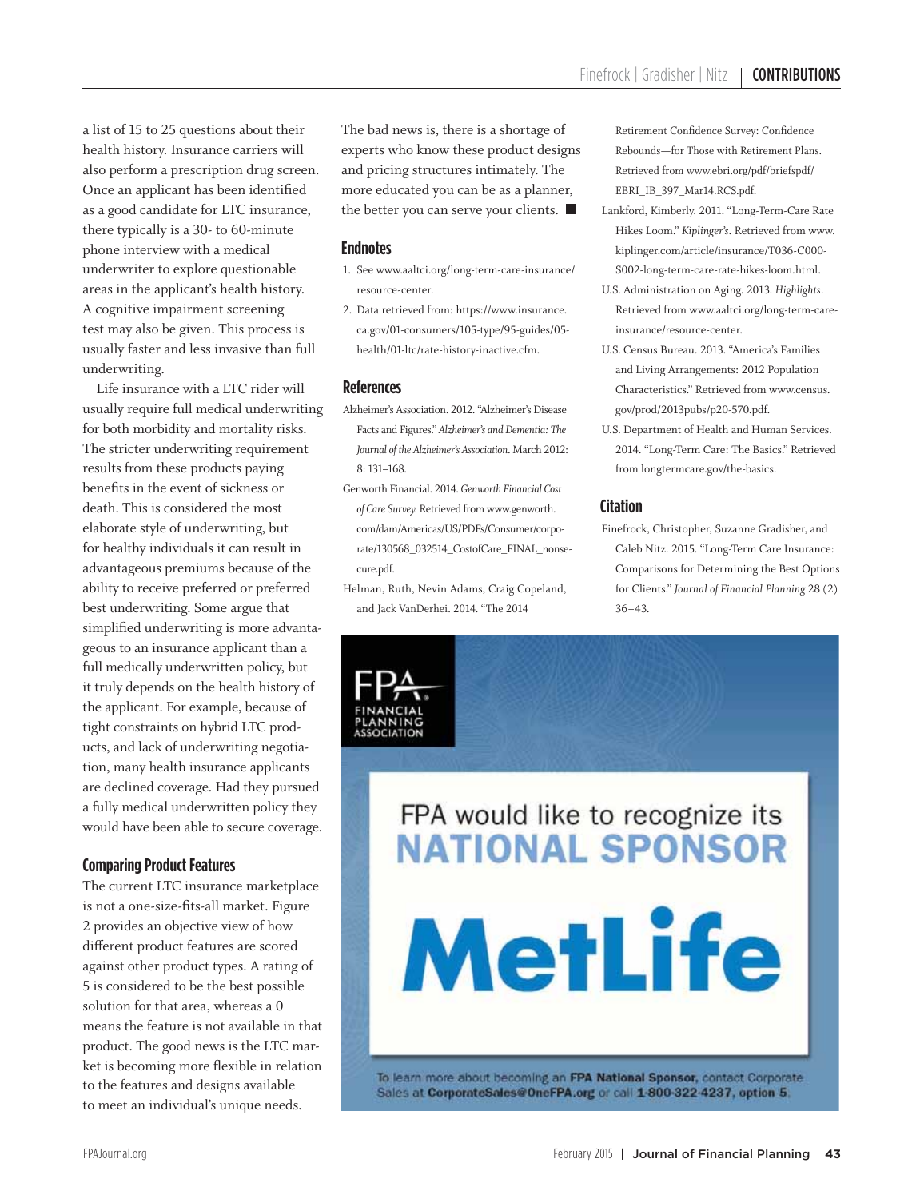a list of 15 to 25 questions about their health history. Insurance carriers will also perform a prescription drug screen. Once an applicant has been identified as a good candidate for LTC insurance, there typically is a 30- to 60-minute phone interview with a medical underwriter to explore questionable areas in the applicant's health history. A cognitive impairment screening test may also be given. This process is usually faster and less invasive than full underwriting.

Life insurance with a LTC rider will usually require full medical underwriting for both morbidity and mortality risks. The stricter underwriting requirement results from these products paying benefits in the event of sickness or death. This is considered the most elaborate style of underwriting, but for healthy individuals it can result in advantageous premiums because of the ability to receive preferred or preferred best underwriting. Some argue that simplified underwriting is more advantageous to an insurance applicant than a full medically underwritten policy, but it truly depends on the health history of the applicant. For example, because of tight constraints on hybrid LTC products, and lack of underwriting negotiation, many health insurance applicants are declined coverage. Had they pursued a fully medical underwritten policy they would have been able to secure coverage.

### Comparing Product Features

The current LTC insurance marketplace is not a one-size-fits-all market. Figure 2 provides an objective view of how different product features are scored against other product types. A rating of 5 is considered to be the best possible solution for that area, whereas a 0 means the feature is not available in that product. The good news is the LTC market is becoming more flexible in relation to the features and designs available to meet an individual's unique needs. The bad news is, there is a shortage of experts who know these product designs and pricing structures intimately. The more educated you can be as a planner, the better you can serve your clients. ■

### Endnotes

1. See www.aaltci.org/long-term-care-insurance/resource-center.
2. Data retrieved from: https://www.insurance.ca.gov/01-consumers/105-type/95-guides/05-health/01-ltc/rate-history-inactive.cfm.

### References

Alzheimer's Association. 2012. "Alzheimer's Disease Facts and Figures." *Alzheimer's and Dementia: The Journal of the Alzheimer's Association*. March 2012: 8: 131–168.

Genworth Financial. 2014. *Genworth Financial Cost of Care Survey.* Retrieved from www.genworth.com/dam/Americas/US/PDFs/Consumer/corporate/130568_032514_CostofCare_FINAL_nonsecure.pdf.

Helman, Ruth, Nevin Adams, Craig Copeland, and Jack VanDerhei. 2014. "The 2014 Retirement Confidence Survey: Confidence Rebounds—for Those with Retirement Plans. Retrieved from www.ebri.org/pdf/briefspdf/EBRI_IB_397_Mar14.RCS.pdf.

Lankford, Kimberly. 2011. "Long-Term-Care Rate Hikes Loom." *Kiplinger's*. Retrieved from www.kiplinger.com/article/insurance/T036-C000-S002-long-term-care-rate-hikes-loom.html.

U.S. Administration on Aging. 2013. *Highlights*. Retrieved from www.aaltci.org/long-term-care-insurance/resource-center.

U.S. Census Bureau. 2013. "America's Families and Living Arrangements: 2012 Population Characteristics." Retrieved from www.census.gov/prod/2013pubs/p20-570.pdf.

U.S. Department of Health and Human Services. 2014. "Long-Term Care: The Basics." Retrieved from longtermcare.gov/the-basics.

### Citation

Finefrock, Christopher, Suzanne Gradisher, and Caleb Nitz. 2015. "Long-Term Care Insurance: Comparisons for Determining the Best Options for Clients." *Journal of Financial Planning* 28 (2) 36–43.

FPA FINANCIAL PLANNING ASSOCIATION

FPA would like to recognize its **NATIONAL SPONSOR**

**MetLife**

To learn more about becoming an **FPA National Sponsor,** contact Corporate Sales at **CorporateSales@OneFPA.org** or call **1-800-322-4237, option 5.**